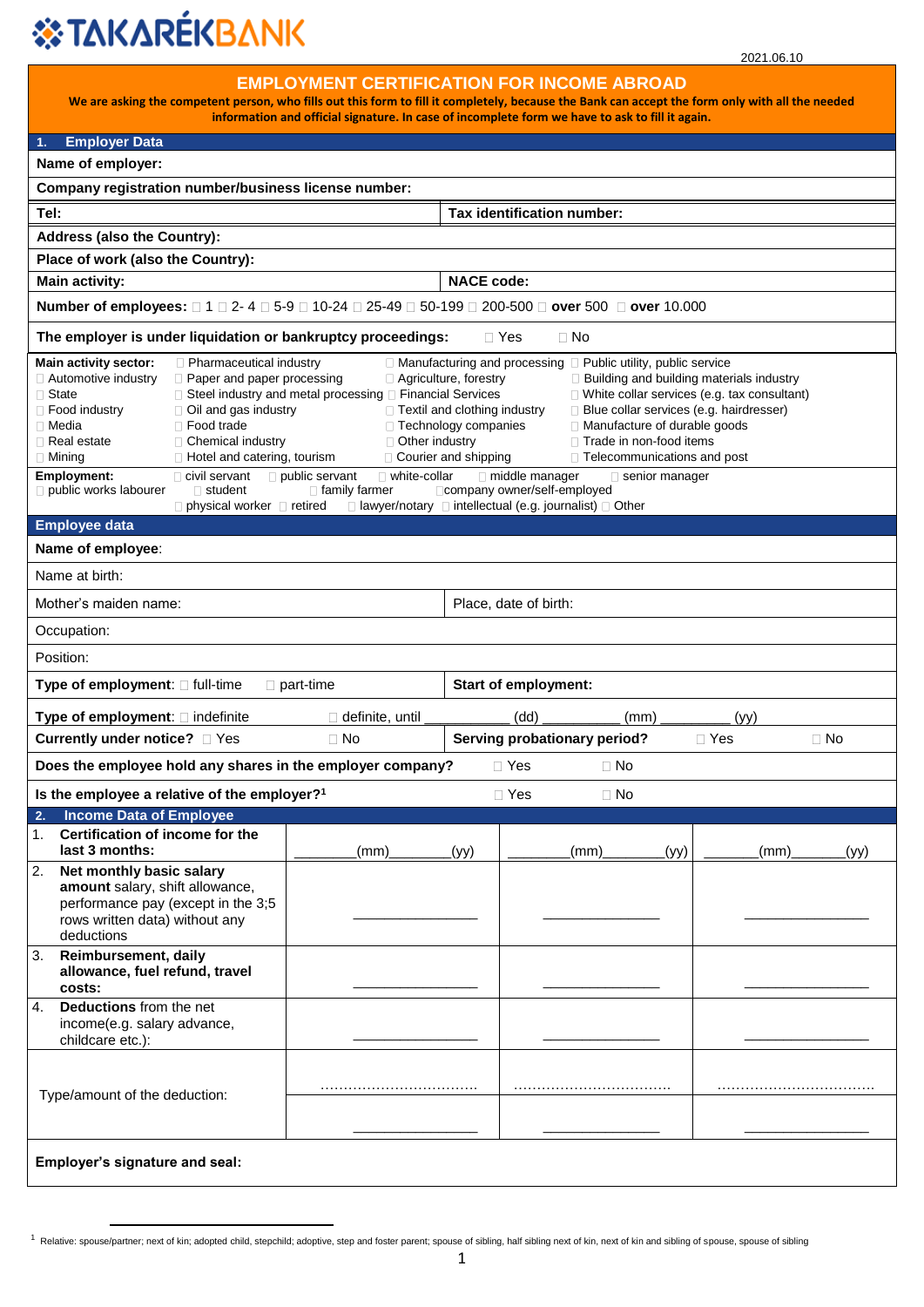# TAKARÉKBANK

2021.06.10

## EMPLOYMENT CERTIFICATION FOR INCOME ABROAD

**We are asking the competent person, who fills out this form to fill it completely, because the Bank can accept the form only with all the needed information and official signature. In case of incomplete form we have to ask to fill it again.**

### 1. Employer Data

**Name of employer:**

**Company registration number/business license number:**

| **Tel:** | **Tax identification number:** |
|---|---|

**Address (also the Country):**

**Place of work (also the Country):**

| **Main activity:** | **NACE code:** |
|---|---|

**Number of employees:** ☐ 1 ☐ 2- 4 ☐ 5-9 ☐ 10-24 ☐ 25-49 ☐ 50-199 ☐ 200-500 ☐ **over** 500 ☐ **over** 10.000

**The employer is under liquidation or bankruptcy proceedings:** ☐ Yes ☐ No

**Main activity sector:** ☐ Pharmaceutical industry ☐ Manufacturing and processing ☐ Public utility, public service ☐ Automotive industry ☐ Paper and paper processing ☐ Agriculture, forestry ☐ Building and building materials industry ☐ State ☐ Steel industry and metal processing ☐ Financial Services ☐ White collar services (e.g. tax consultant) ☐ Food industry ☐ Oil and gas industry ☐ Textil and clothing industry ☐ Blue collar services (e.g. hairdresser) ☐ Media ☐ Food trade ☐ Technology companies ☐ Manufacture of durable goods ☐ Real estate ☐ Chemical industry ☐ Other industry ☐ Trade in non-food items ☐ Mining ☐ Hotel and catering, tourism ☐ Courier and shipping ☐ Telecommunications and post

**Employment:** ☐ civil servant ☐ public servant ☐ white-collar ☐ middle manager ☐ senior manager ☐ public works labourer ☐ student ☐ family farmer ☐company owner/self-employed ☐ physical worker ☐ retired ☐ lawyer/notary ☐ intellectual (e.g. journalist) ☐ Other

### Employee data

**Name of employee**:

Name at birth:

| Mother's maiden name: | Place, date of birth: |
|---|---|

Occupation:

Position:

| **Type of employment**: ☐ full-time ☐ part-time | **Start of employment:** |
|---|---|

**Type of employment**: ☐ indefinite ☐ definite, until ___________ (dd) __________ (mm) _________ (yy)

| **Currently under notice?** ☐ Yes ☐ No | **Serving probationary period?** ☐ Yes ☐ No |
|---|---|

**Does the employee hold any shares in the employer company?** ☐ Yes ☐ No

**Is the employee a relative of the employer?**[1] ☐ Yes ☐ No

### 2. Income Data of Employee

| | | | |
|---|---|---|---|
| 1. **Certification of income for the last 3 months:** | ________(mm)________(yy) | ________(mm)________(yy) | ________(mm)________(yy) |
| 2. **Net monthly basic salary amount** salary, shift allowance, performance pay (except in the 3;5 rows written data) without any deductions | _______________ | _______________ | _______________ |
| 3. **Reimbursement, daily allowance, fuel refund, travel costs:** | _______________ | _______________ | _______________ |
| 4. **Deductions** from the net income(e.g. salary advance, childcare etc.): | _______________ | _______________ | _______________ |
| Type/amount of the deduction: | ................................. | ................................. | ................................. |
| | _______________ | _______________ | _______________ |

**Employer's signature and seal:**

[1] Relative: spouse/partner; next of kin; adopted child, stepchild; adoptive, step and foster parent; spouse of sibling, half sibling next of kin, next of kin and sibling of spouse, spouse of sibling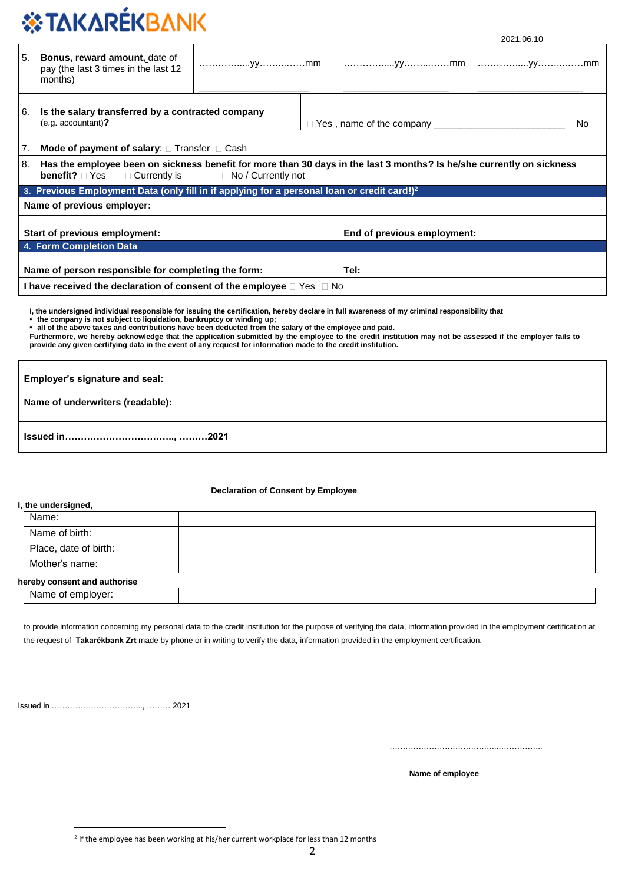2021.06.10

| | | | |
|---|---|---|---|
| 5. **Bonus, reward amount,** date of pay (the last 3 times in the last 12 months) | …………....yy……...……mm ____________________ | …………....yy……...……mm ____________________ | …………....yy……...……mm ____________________ |
| 6. **Is the salary transferred by a contracted company** (e.g. accountant)**?** | ☐ Yes , name of the company ________________________ ☐ No | | |
| 7. **Mode of payment of salary**: ☐ Transfer ☐ Cash | | | |
| 8. **Has the employee been on sickness benefit for more than 30 days in the last 3 months? Is he/she currently on sickness benefit?** ☐ Yes ☐ Currently is ☐ No / Currently not | | | |

| | |
|---|---|
| **3. Previous Employment Data (only fill in if applying for a personal loan or credit card!)[2]** | |
| **Name of previous employer:** | |
| **Start of previous employment:** | **End of previous employment:** |
| **4. Form Completion Data** | |
| **Name of person responsible for completing the form:** | **Tel:** |
| **I have received the declaration of consent of the employee** ☐ Yes ☐ No | |

**I, the undersigned individual responsible for issuing the certification, hereby declare in full awareness of my criminal responsibility that**
- **the company is not subject to liquidation, bankruptcy or winding up;**
- **all of the above taxes and contributions have been deducted from the salary of the employee and paid.**

**Furthermore, we hereby acknowledge that the application submitted by the employee to the credit institution may not be assessed if the employer fails to provide any given certifying data in the event of any request for information made to the credit institution.**

| | |
|---|---|
| **Employer's signature and seal:** **Name of underwriters (readable):** | |
| **Issued in…………………………….., ………2021** | |

**Declaration of Consent by Employee**

**I, the undersigned,**

| | |
|---|---|
| Name: | |
| Name of birth: | |
| Place, date of birth: | |
| Mother's name: | |

**hereby consent and authorise**

| | |
|---|---|
| Name of employer: | |

to provide information concerning my personal data to the credit institution for the purpose of verifying the data, information provided in the employment certification at the request of **Takarékbank Zrt** made by phone or in writing to verify the data, information provided in the employment certification.

Issued in …………………………….., ……… 2021

………………………………………..……………..

**Name of employee**

[2] If the employee has been working at his/her current workplace for less than 12 months